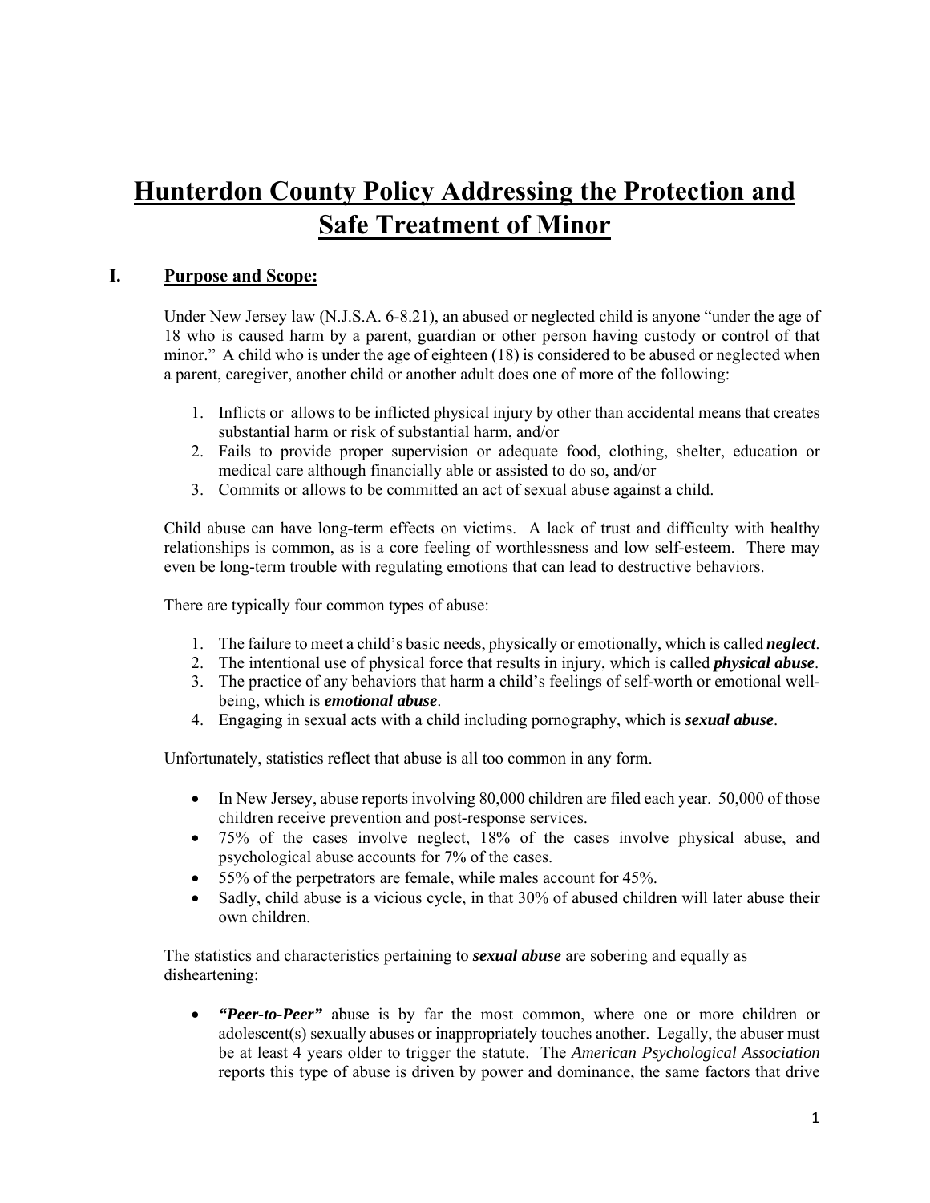# Hunterdon County Policy Addressing the Protection and Safe Treatment of Minor

## I. Purpose and Scope:

Under New Jersey law (N.J.S.A. 6-8.21), an abused or neglected child is anyone "under the age of 18 who is caused harm by a parent, guardian or other person having custody or control of that minor." A child who is under the age of eighteen (18) is considered to be abused or neglected when a parent, caregiver, another child or another adult does one of more of the following:

1. Inflicts or allows to be inflicted physical injury by other than accidental means that creates substantial harm or risk of substantial harm, and/or
2. Fails to provide proper supervision or adequate food, clothing, shelter, education or medical care although financially able or assisted to do so, and/or
3. Commits or allows to be committed an act of sexual abuse against a child.

Child abuse can have long-term effects on victims. A lack of trust and difficulty with healthy relationships is common, as is a core feeling of worthlessness and low self-esteem. There may even be long-term trouble with regulating emotions that can lead to destructive behaviors.

There are typically four common types of abuse:

1. The failure to meet a child's basic needs, physically or emotionally, which is called ***neglect***.
2. The intentional use of physical force that results in injury, which is called ***physical abuse***.
3. The practice of any behaviors that harm a child's feelings of self-worth or emotional well-being, which is ***emotional abuse***.
4. Engaging in sexual acts with a child including pornography, which is ***sexual abuse***.

Unfortunately, statistics reflect that abuse is all too common in any form.

- In New Jersey, abuse reports involving 80,000 children are filed each year. 50,000 of those children receive prevention and post-response services.
- 75% of the cases involve neglect, 18% of the cases involve physical abuse, and psychological abuse accounts for 7% of the cases.
- 55% of the perpetrators are female, while males account for 45%.
- Sadly, child abuse is a vicious cycle, in that 30% of abused children will later abuse their own children.

The statistics and characteristics pertaining to ***sexual abuse*** are sobering and equally as disheartening:

- ***"Peer-to-Peer"*** abuse is by far the most common, where one or more children or adolescent(s) sexually abuses or inappropriately touches another. Legally, the abuser must be at least 4 years older to trigger the statute. The *American Psychological Association* reports this type of abuse is driven by power and dominance, the same factors that drive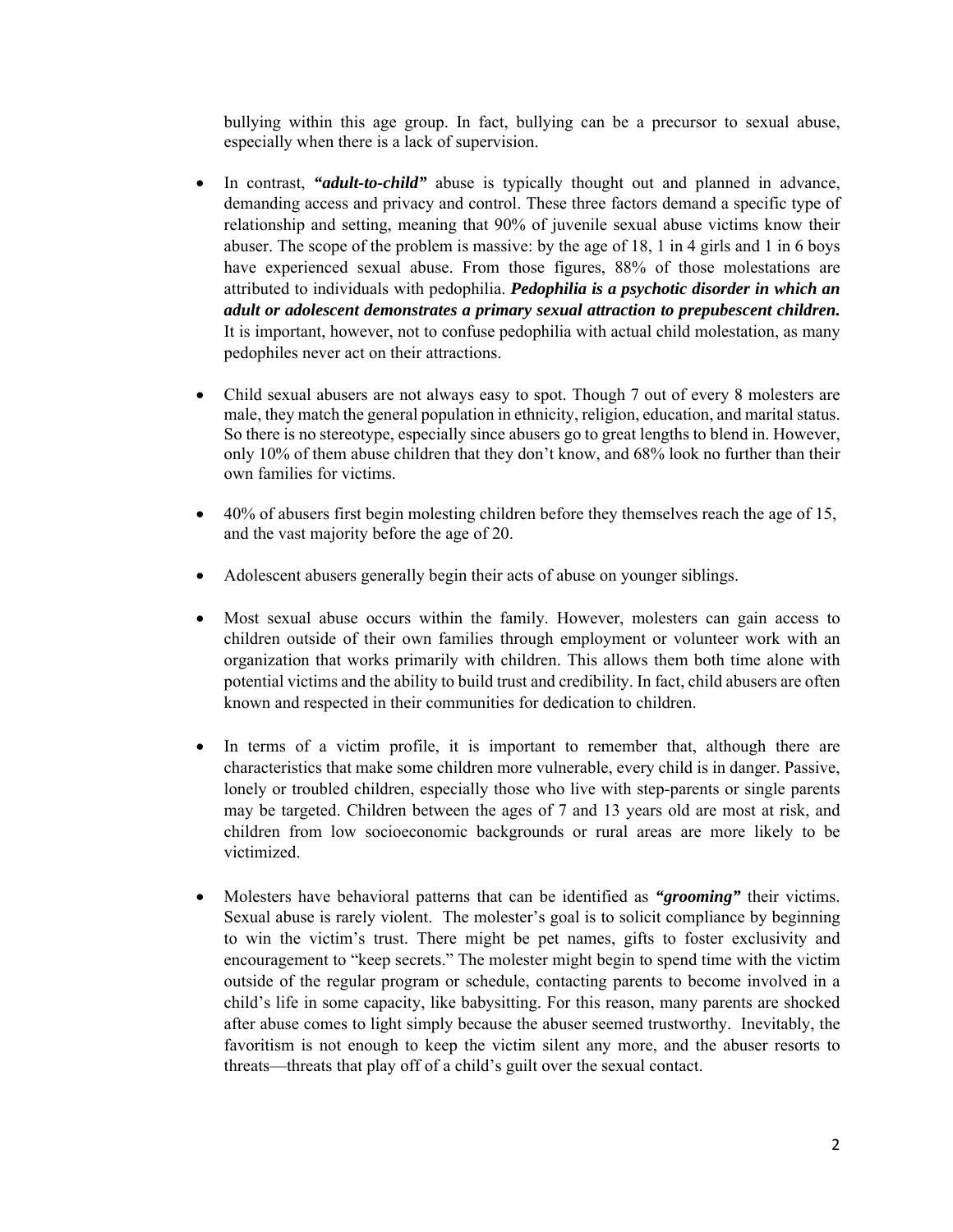bullying within this age group. In fact, bullying can be a precursor to sexual abuse, especially when there is a lack of supervision.

- In contrast, ***"adult-to-child"*** abuse is typically thought out and planned in advance, demanding access and privacy and control. These three factors demand a specific type of relationship and setting, meaning that 90% of juvenile sexual abuse victims know their abuser. The scope of the problem is massive: by the age of 18, 1 in 4 girls and 1 in 6 boys have experienced sexual abuse. From those figures, 88% of those molestations are attributed to individuals with pedophilia. ***Pedophilia is a psychotic disorder in which an adult or adolescent demonstrates a primary sexual attraction to prepubescent children.*** It is important, however, not to confuse pedophilia with actual child molestation, as many pedophiles never act on their attractions.

- Child sexual abusers are not always easy to spot. Though 7 out of every 8 molesters are male, they match the general population in ethnicity, religion, education, and marital status. So there is no stereotype, especially since abusers go to great lengths to blend in. However, only 10% of them abuse children that they don't know, and 68% look no further than their own families for victims.

- 40% of abusers first begin molesting children before they themselves reach the age of 15, and the vast majority before the age of 20.

- Adolescent abusers generally begin their acts of abuse on younger siblings.

- Most sexual abuse occurs within the family. However, molesters can gain access to children outside of their own families through employment or volunteer work with an organization that works primarily with children. This allows them both time alone with potential victims and the ability to build trust and credibility. In fact, child abusers are often known and respected in their communities for dedication to children.

- In terms of a victim profile, it is important to remember that, although there are characteristics that make some children more vulnerable, every child is in danger. Passive, lonely or troubled children, especially those who live with step-parents or single parents may be targeted. Children between the ages of 7 and 13 years old are most at risk, and children from low socioeconomic backgrounds or rural areas are more likely to be victimized.

- Molesters have behavioral patterns that can be identified as ***"grooming"*** their victims. Sexual abuse is rarely violent. The molester's goal is to solicit compliance by beginning to win the victim's trust. There might be pet names, gifts to foster exclusivity and encouragement to "keep secrets." The molester might begin to spend time with the victim outside of the regular program or schedule, contacting parents to become involved in a child's life in some capacity, like babysitting. For this reason, many parents are shocked after abuse comes to light simply because the abuser seemed trustworthy. Inevitably, the favoritism is not enough to keep the victim silent any more, and the abuser resorts to threats—threats that play off of a child's guilt over the sexual contact.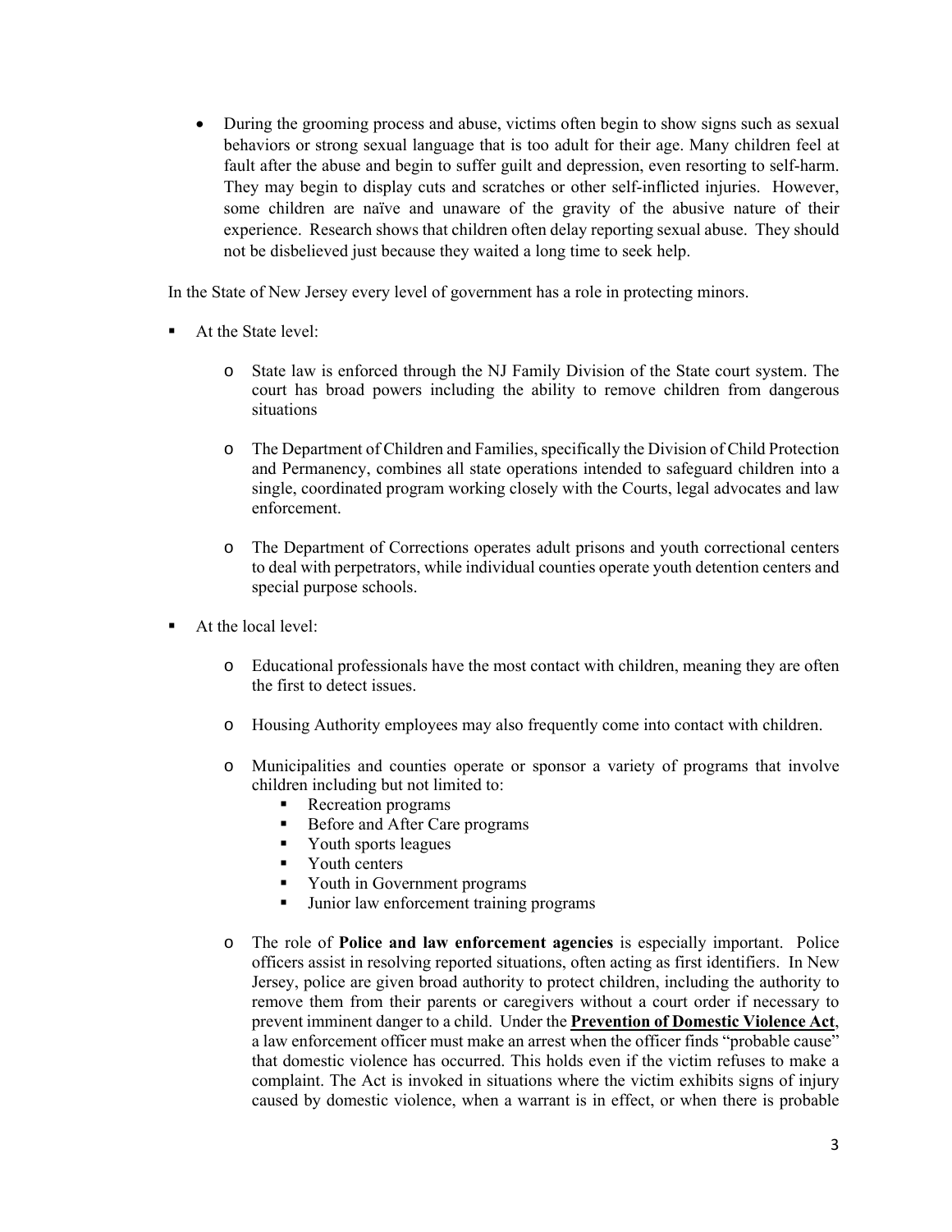- During the grooming process and abuse, victims often begin to show signs such as sexual behaviors or strong sexual language that is too adult for their age. Many children feel at fault after the abuse and begin to suffer guilt and depression, even resorting to self-harm. They may begin to display cuts and scratches or other self-inflicted injuries. However, some children are naïve and unaware of the gravity of the abusive nature of their experience. Research shows that children often delay reporting sexual abuse. They should not be disbelieved just because they waited a long time to seek help.

In the State of New Jersey every level of government has a role in protecting minors.

- At the State level:
  - State law is enforced through the NJ Family Division of the State court system. The court has broad powers including the ability to remove children from dangerous situations
  - The Department of Children and Families, specifically the Division of Child Protection and Permanency, combines all state operations intended to safeguard children into a single, coordinated program working closely with the Courts, legal advocates and law enforcement.
  - The Department of Corrections operates adult prisons and youth correctional centers to deal with perpetrators, while individual counties operate youth detention centers and special purpose schools.
- At the local level:
  - Educational professionals have the most contact with children, meaning they are often the first to detect issues.
  - Housing Authority employees may also frequently come into contact with children.
  - Municipalities and counties operate or sponsor a variety of programs that involve children including but not limited to:
    - Recreation programs
    - Before and After Care programs
    - Youth sports leagues
    - Youth centers
    - Youth in Government programs
    - Junior law enforcement training programs
  - The role of **Police and law enforcement agencies** is especially important. Police officers assist in resolving reported situations, often acting as first identifiers. In New Jersey, police are given broad authority to protect children, including the authority to remove them from their parents or caregivers without a court order if necessary to prevent imminent danger to a child. Under the **<u>Prevention of Domestic Violence Act</u>**, a law enforcement officer must make an arrest when the officer finds "probable cause" that domestic violence has occurred. This holds even if the victim refuses to make a complaint. The Act is invoked in situations where the victim exhibits signs of injury caused by domestic violence, when a warrant is in effect, or when there is probable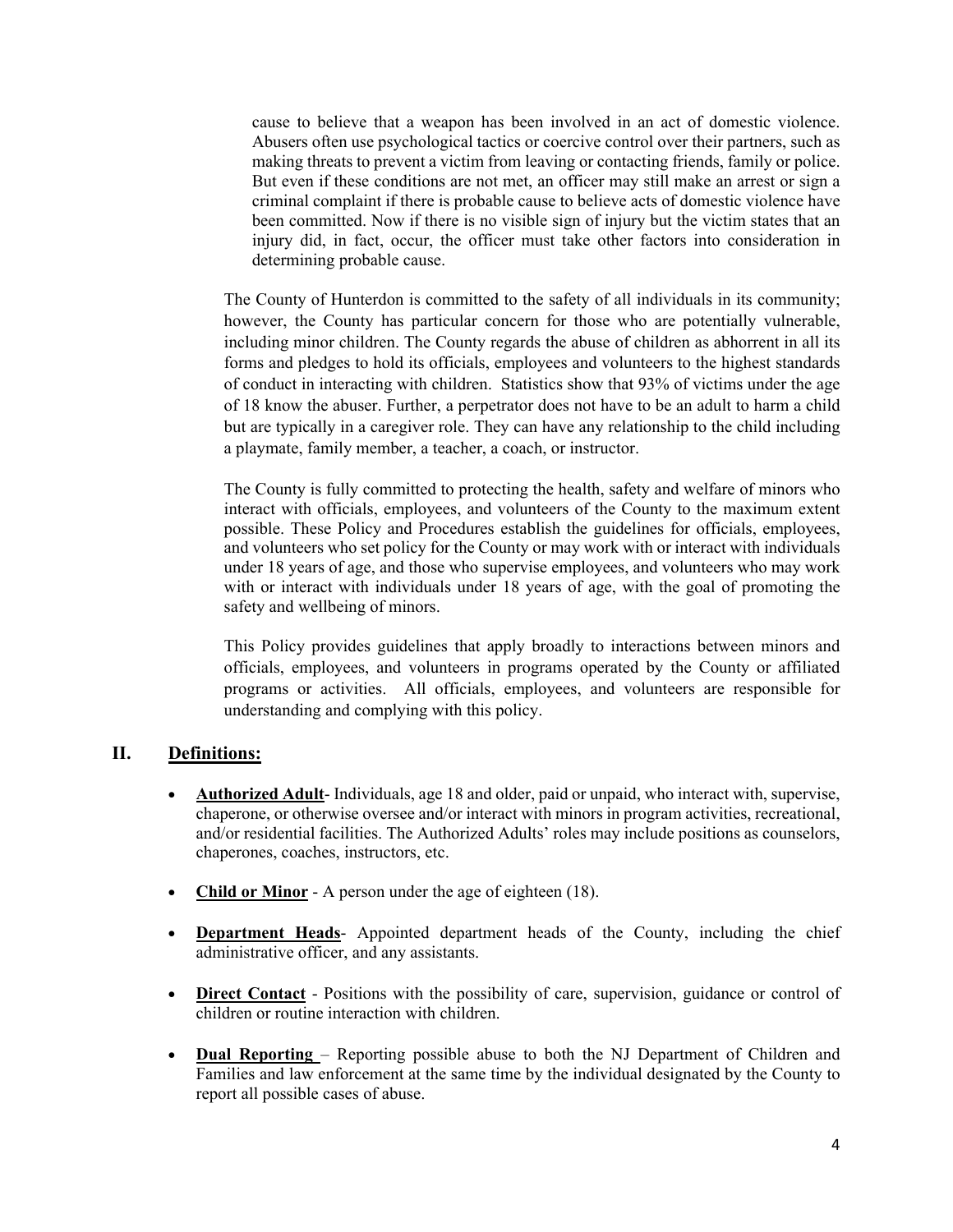cause to believe that a weapon has been involved in an act of domestic violence. Abusers often use psychological tactics or coercive control over their partners, such as making threats to prevent a victim from leaving or contacting friends, family or police. But even if these conditions are not met, an officer may still make an arrest or sign a criminal complaint if there is probable cause to believe acts of domestic violence have been committed. Now if there is no visible sign of injury but the victim states that an injury did, in fact, occur, the officer must take other factors into consideration in determining probable cause.

The County of Hunterdon is committed to the safety of all individuals in its community; however, the County has particular concern for those who are potentially vulnerable, including minor children. The County regards the abuse of children as abhorrent in all its forms and pledges to hold its officials, employees and volunteers to the highest standards of conduct in interacting with children. Statistics show that 93% of victims under the age of 18 know the abuser. Further, a perpetrator does not have to be an adult to harm a child but are typically in a caregiver role. They can have any relationship to the child including a playmate, family member, a teacher, a coach, or instructor.

The County is fully committed to protecting the health, safety and welfare of minors who interact with officials, employees, and volunteers of the County to the maximum extent possible. These Policy and Procedures establish the guidelines for officials, employees, and volunteers who set policy for the County or may work with or interact with individuals under 18 years of age, and those who supervise employees, and volunteers who may work with or interact with individuals under 18 years of age, with the goal of promoting the safety and wellbeing of minors.

This Policy provides guidelines that apply broadly to interactions between minors and officials, employees, and volunteers in programs operated by the County or affiliated programs or activities. All officials, employees, and volunteers are responsible for understanding and complying with this policy.

## II. Definitions:

- **Authorized Adult**- Individuals, age 18 and older, paid or unpaid, who interact with, supervise, chaperone, or otherwise oversee and/or interact with minors in program activities, recreational, and/or residential facilities. The Authorized Adults' roles may include positions as counselors, chaperones, coaches, instructors, etc.
- **Child or Minor** - A person under the age of eighteen (18).
- **Department Heads**- Appointed department heads of the County, including the chief administrative officer, and any assistants.
- **Direct Contact** - Positions with the possibility of care, supervision, guidance or control of children or routine interaction with children.
- **Dual Reporting** – Reporting possible abuse to both the NJ Department of Children and Families and law enforcement at the same time by the individual designated by the County to report all possible cases of abuse.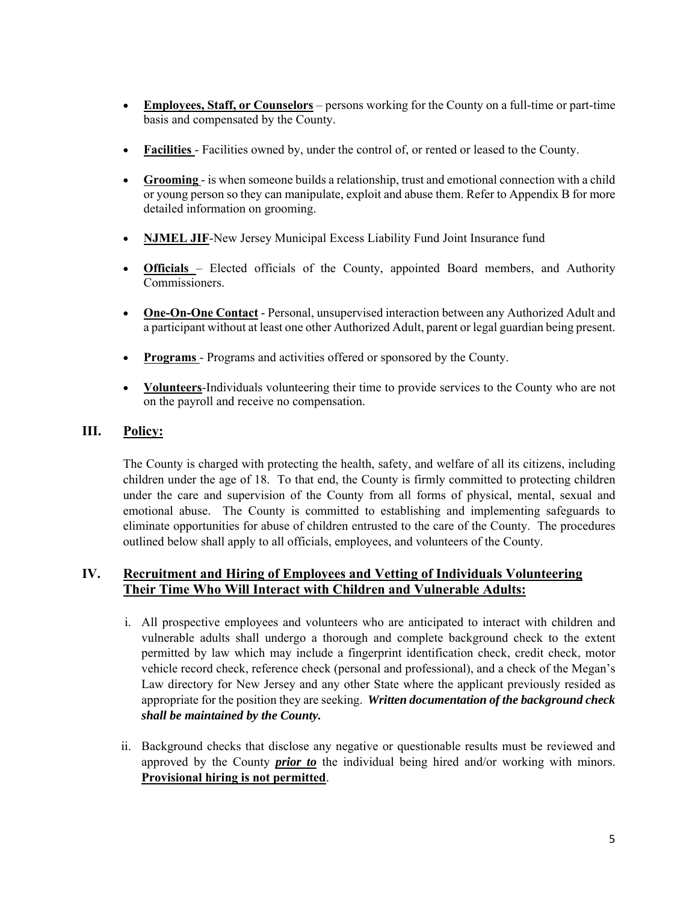- **Employees, Staff, or Counselors** – persons working for the County on a full-time or part-time basis and compensated by the County.

- **Facilities** - Facilities owned by, under the control of, or rented or leased to the County.

- **Grooming** - is when someone builds a relationship, trust and emotional connection with a child or young person so they can manipulate, exploit and abuse them. Refer to Appendix B for more detailed information on grooming.

- **NJMEL JIF**-New Jersey Municipal Excess Liability Fund Joint Insurance fund

- **Officials** – Elected officials of the County, appointed Board members, and Authority Commissioners.

- **One-On-One Contact** - Personal, unsupervised interaction between any Authorized Adult and a participant without at least one other Authorized Adult, parent or legal guardian being present.

- **Programs** - Programs and activities offered or sponsored by the County.

- **Volunteers**-Individuals volunteering their time to provide services to the County who are not on the payroll and receive no compensation.

## III. Policy:

The County is charged with protecting the health, safety, and welfare of all its citizens, including children under the age of 18. To that end, the County is firmly committed to protecting children under the care and supervision of the County from all forms of physical, mental, sexual and emotional abuse. The County is committed to establishing and implementing safeguards to eliminate opportunities for abuse of children entrusted to the care of the County. The procedures outlined below shall apply to all officials, employees, and volunteers of the County.

## IV. Recruitment and Hiring of Employees and Vetting of Individuals Volunteering Their Time Who Will Interact with Children and Vulnerable Adults:

i. All prospective employees and volunteers who are anticipated to interact with children and vulnerable adults shall undergo a thorough and complete background check to the extent permitted by law which may include a fingerprint identification check, credit check, motor vehicle record check, reference check (personal and professional), and a check of the Megan's Law directory for New Jersey and any other State where the applicant previously resided as appropriate for the position they are seeking. ***Written documentation of the background check shall be maintained by the County.***

ii. Background checks that disclose any negative or questionable results must be reviewed and approved by the County ***prior to*** the individual being hired and/or working with minors. **Provisional hiring is not permitted**.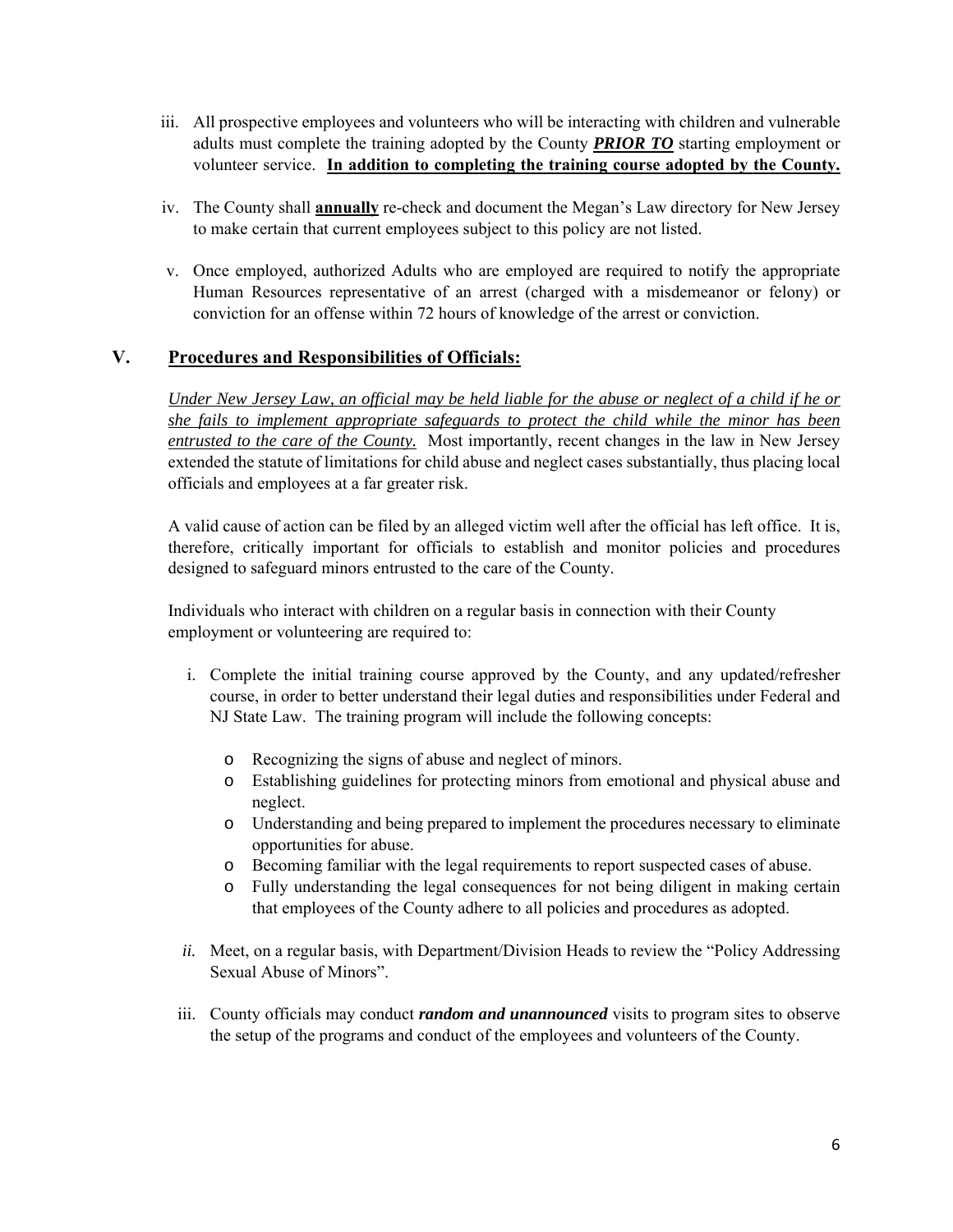iii. All prospective employees and volunteers who will be interacting with children and vulnerable adults must complete the training adopted by the County ***PRIOR TO*** starting employment or volunteer service. **In addition to completing the training course adopted by the County.**

iv. The County shall **annually** re-check and document the Megan's Law directory for New Jersey to make certain that current employees subject to this policy are not listed.

v. Once employed, authorized Adults who are employed are required to notify the appropriate Human Resources representative of an arrest (charged with a misdemeanor or felony) or conviction for an offense within 72 hours of knowledge of the arrest or conviction.

## V. Procedures and Responsibilities of Officials:

*Under New Jersey Law, an official may be held liable for the abuse or neglect of a child if he or she fails to implement appropriate safeguards to protect the child while the minor has been entrusted to the care of the County.* Most importantly, recent changes in the law in New Jersey extended the statute of limitations for child abuse and neglect cases substantially, thus placing local officials and employees at a far greater risk.

A valid cause of action can be filed by an alleged victim well after the official has left office. It is, therefore, critically important for officials to establish and monitor policies and procedures designed to safeguard minors entrusted to the care of the County.

Individuals who interact with children on a regular basis in connection with their County employment or volunteering are required to:

i. Complete the initial training course approved by the County, and any updated/refresher course, in order to better understand their legal duties and responsibilities under Federal and NJ State Law. The training program will include the following concepts:

   - Recognizing the signs of abuse and neglect of minors.
   - Establishing guidelines for protecting minors from emotional and physical abuse and neglect.
   - Understanding and being prepared to implement the procedures necessary to eliminate opportunities for abuse.
   - Becoming familiar with the legal requirements to report suspected cases of abuse.
   - Fully understanding the legal consequences for not being diligent in making certain that employees of the County adhere to all policies and procedures as adopted.

*ii.* Meet, on a regular basis, with Department/Division Heads to review the "Policy Addressing Sexual Abuse of Minors".

iii. County officials may conduct ***random and unannounced*** visits to program sites to observe the setup of the programs and conduct of the employees and volunteers of the County.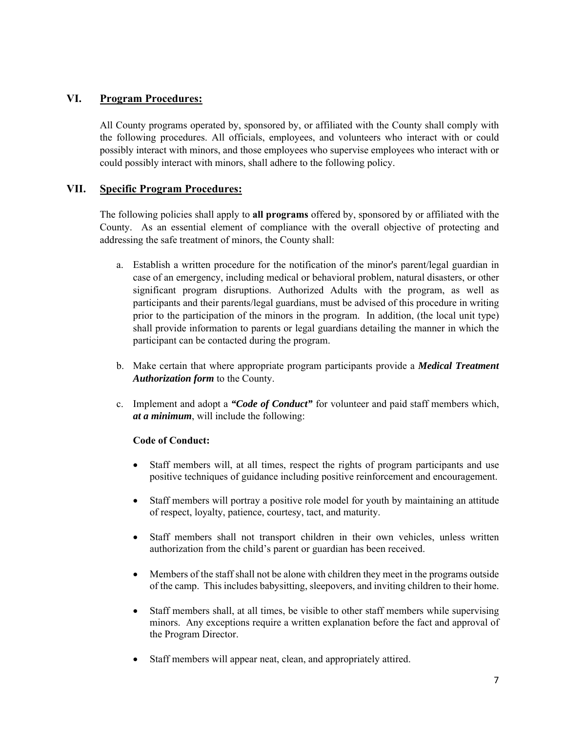## VI. Program Procedures:

All County programs operated by, sponsored by, or affiliated with the County shall comply with the following procedures. All officials, employees, and volunteers who interact with or could possibly interact with minors, and those employees who supervise employees who interact with or could possibly interact with minors, shall adhere to the following policy.

## VII. Specific Program Procedures:

The following policies shall apply to **all programs** offered by, sponsored by or affiliated with the County. As an essential element of compliance with the overall objective of protecting and addressing the safe treatment of minors, the County shall:

a. Establish a written procedure for the notification of the minor's parent/legal guardian in case of an emergency, including medical or behavioral problem, natural disasters, or other significant program disruptions. Authorized Adults with the program, as well as participants and their parents/legal guardians, must be advised of this procedure in writing prior to the participation of the minors in the program. In addition, (the local unit type) shall provide information to parents or legal guardians detailing the manner in which the participant can be contacted during the program.

b. Make certain that where appropriate program participants provide a ***Medical Treatment Authorization form*** to the County.

c. Implement and adopt a ***"Code of Conduct"*** for volunteer and paid staff members which, ***at a minimum***, will include the following:

   **Code of Conduct:**

   - Staff members will, at all times, respect the rights of program participants and use positive techniques of guidance including positive reinforcement and encouragement.
   - Staff members will portray a positive role model for youth by maintaining an attitude of respect, loyalty, patience, courtesy, tact, and maturity.
   - Staff members shall not transport children in their own vehicles, unless written authorization from the child's parent or guardian has been received.
   - Members of the staff shall not be alone with children they meet in the programs outside of the camp. This includes babysitting, sleepovers, and inviting children to their home.
   - Staff members shall, at all times, be visible to other staff members while supervising minors. Any exceptions require a written explanation before the fact and approval of the Program Director.
   - Staff members will appear neat, clean, and appropriately attired.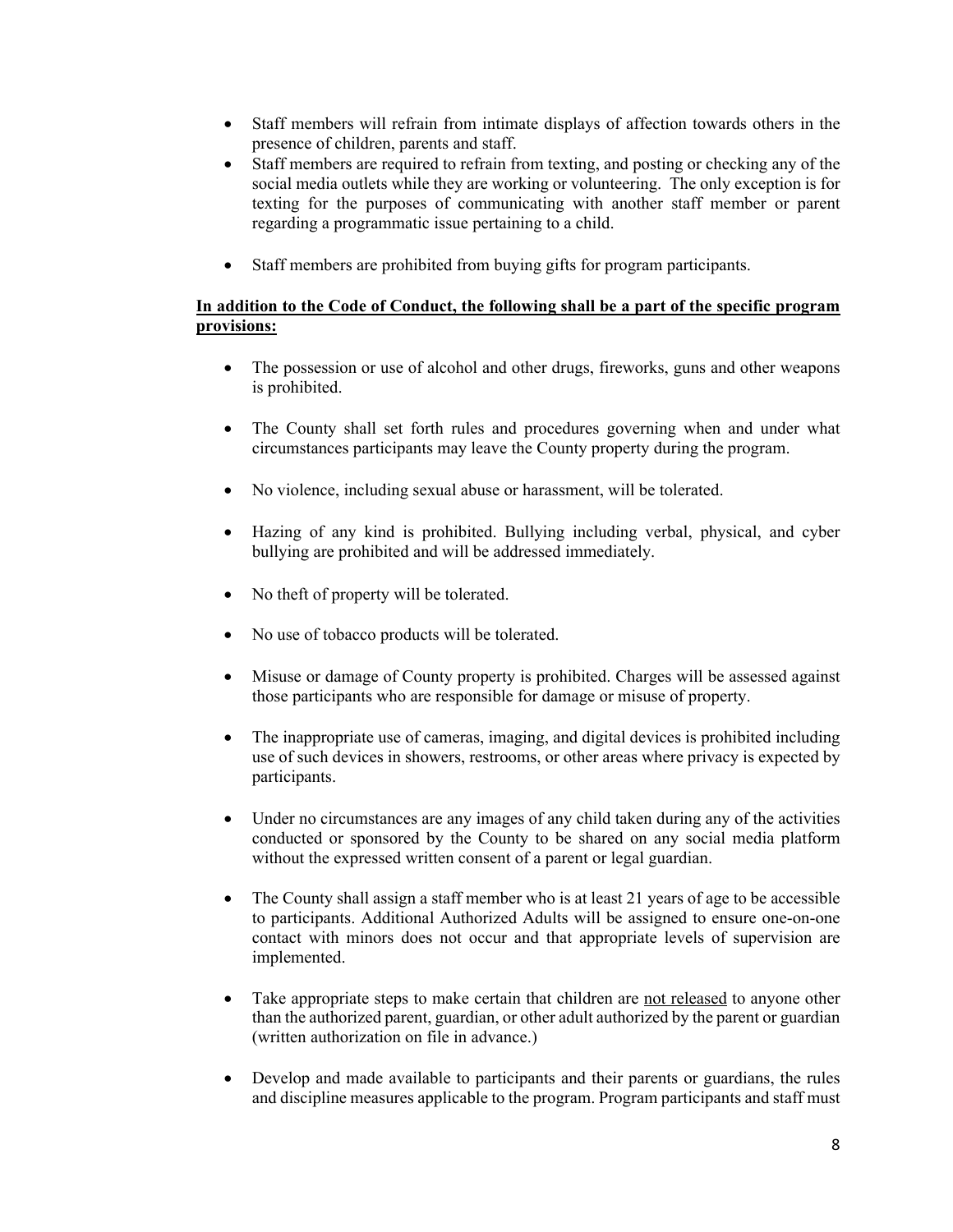- Staff members will refrain from intimate displays of affection towards others in the presence of children, parents and staff.
- Staff members are required to refrain from texting, and posting or checking any of the social media outlets while they are working or volunteering. The only exception is for texting for the purposes of communicating with another staff member or parent regarding a programmatic issue pertaining to a child.
- Staff members are prohibited from buying gifts for program participants.

**In addition to the Code of Conduct, the following shall be a part of the specific program provisions:**

- The possession or use of alcohol and other drugs, fireworks, guns and other weapons is prohibited.
- The County shall set forth rules and procedures governing when and under what circumstances participants may leave the County property during the program.
- No violence, including sexual abuse or harassment, will be tolerated.
- Hazing of any kind is prohibited. Bullying including verbal, physical, and cyber bullying are prohibited and will be addressed immediately.
- No theft of property will be tolerated.
- No use of tobacco products will be tolerated.
- Misuse or damage of County property is prohibited. Charges will be assessed against those participants who are responsible for damage or misuse of property.
- The inappropriate use of cameras, imaging, and digital devices is prohibited including use of such devices in showers, restrooms, or other areas where privacy is expected by participants.
- Under no circumstances are any images of any child taken during any of the activities conducted or sponsored by the County to be shared on any social media platform without the expressed written consent of a parent or legal guardian.
- The County shall assign a staff member who is at least 21 years of age to be accessible to participants. Additional Authorized Adults will be assigned to ensure one-on-one contact with minors does not occur and that appropriate levels of supervision are implemented.
- Take appropriate steps to make certain that children are <u>not released</u> to anyone other than the authorized parent, guardian, or other adult authorized by the parent or guardian (written authorization on file in advance.)
- Develop and made available to participants and their parents or guardians, the rules and discipline measures applicable to the program. Program participants and staff must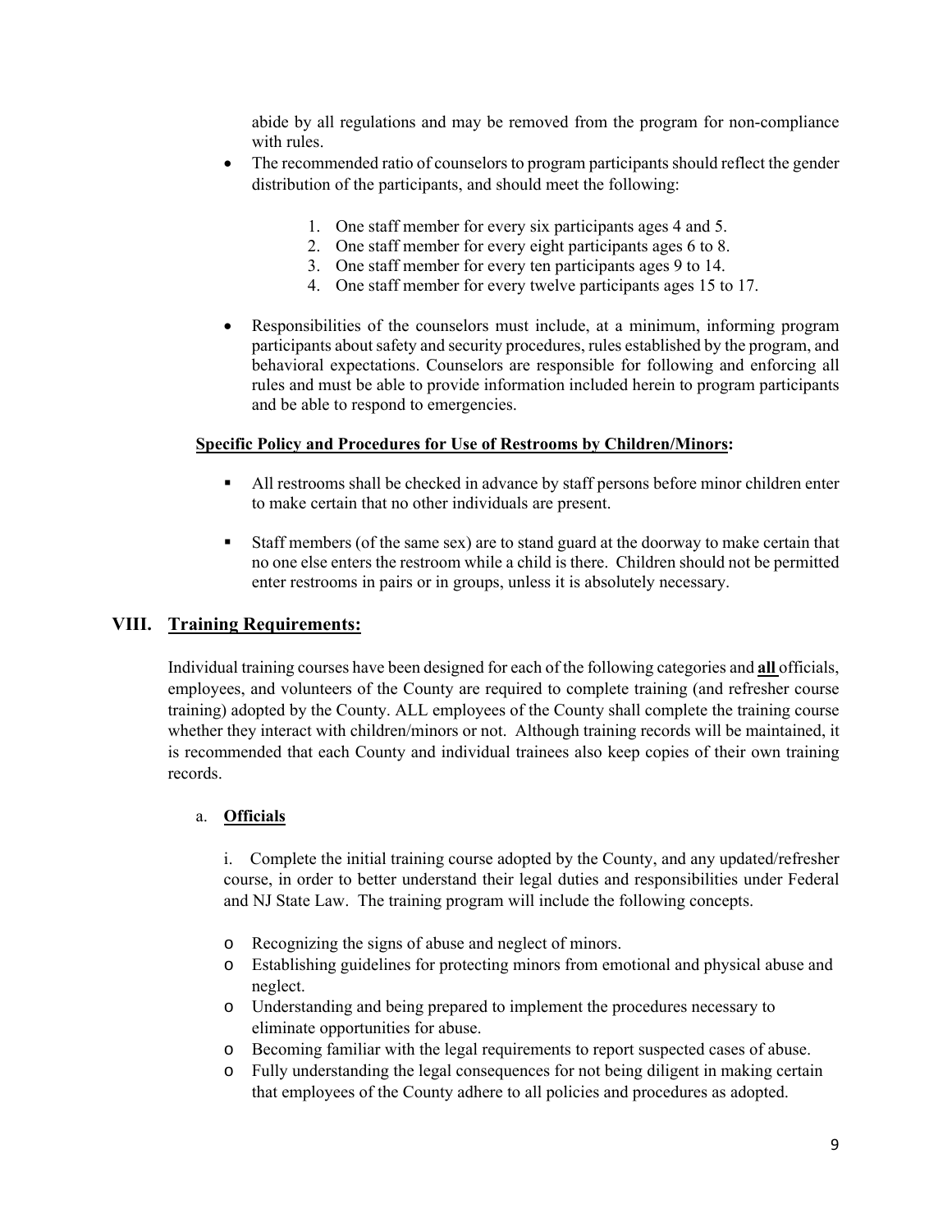abide by all regulations and may be removed from the program for non-compliance with rules.

- The recommended ratio of counselors to program participants should reflect the gender distribution of the participants, and should meet the following:

  1. One staff member for every six participants ages 4 and 5.
  2. One staff member for every eight participants ages 6 to 8.
  3. One staff member for every ten participants ages 9 to 14.
  4. One staff member for every twelve participants ages 15 to 17.

- Responsibilities of the counselors must include, at a minimum, informing program participants about safety and security procedures, rules established by the program, and behavioral expectations. Counselors are responsible for following and enforcing all rules and must be able to provide information included herein to program participants and be able to respond to emergencies.

**Specific Policy and Procedures for Use of Restrooms by Children/Minors:**

- All restrooms shall be checked in advance by staff persons before minor children enter to make certain that no other individuals are present.

- Staff members (of the same sex) are to stand guard at the doorway to make certain that no one else enters the restroom while a child is there. Children should not be permitted enter restrooms in pairs or in groups, unless it is absolutely necessary.

## VIII. Training Requirements:

Individual training courses have been designed for each of the following categories and **all** officials, employees, and volunteers of the County are required to complete training (and refresher course training) adopted by the County. ALL employees of the County shall complete the training course whether they interact with children/minors or not. Although training records will be maintained, it is recommended that each County and individual trainees also keep copies of their own training records.

### a. Officials

i. Complete the initial training course adopted by the County, and any updated/refresher course, in order to better understand their legal duties and responsibilities under Federal and NJ State Law. The training program will include the following concepts.

- Recognizing the signs of abuse and neglect of minors.
- Establishing guidelines for protecting minors from emotional and physical abuse and neglect.
- Understanding and being prepared to implement the procedures necessary to eliminate opportunities for abuse.
- Becoming familiar with the legal requirements to report suspected cases of abuse.
- Fully understanding the legal consequences for not being diligent in making certain that employees of the County adhere to all policies and procedures as adopted.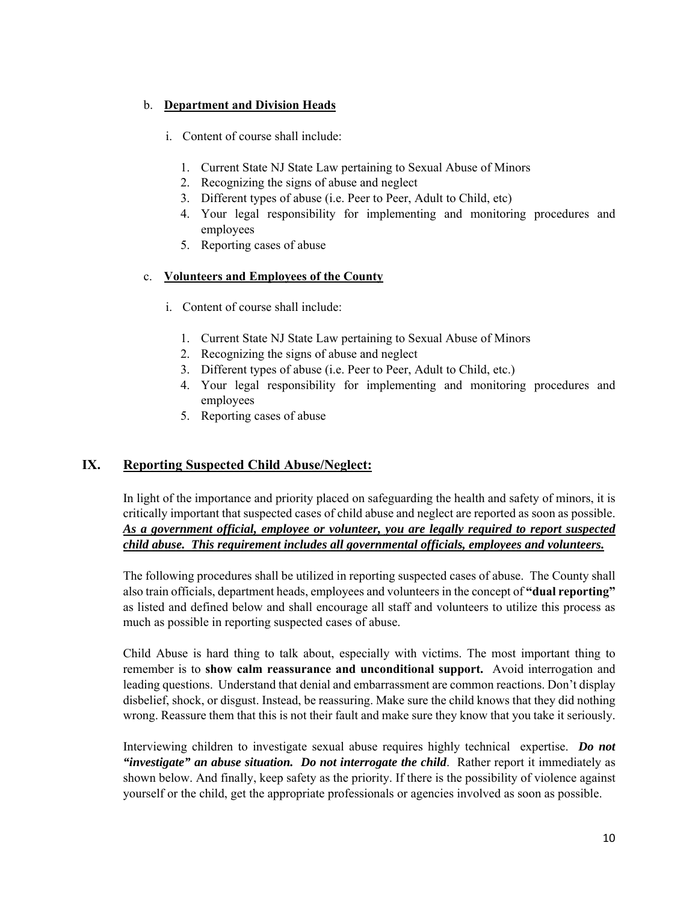b. **<u>Department and Division Heads</u>**

i. Content of course shall include:

1. Current State NJ State Law pertaining to Sexual Abuse of Minors
2. Recognizing the signs of abuse and neglect
3. Different types of abuse (i.e. Peer to Peer, Adult to Child, etc)
4. Your legal responsibility for implementing and monitoring procedures and employees
5. Reporting cases of abuse

c. **<u>Volunteers and Employees of the County</u>**

i. Content of course shall include:

1. Current State NJ State Law pertaining to Sexual Abuse of Minors
2. Recognizing the signs of abuse and neglect
3. Different types of abuse (i.e. Peer to Peer, Adult to Child, etc.)
4. Your legal responsibility for implementing and monitoring procedures and employees
5. Reporting cases of abuse

## IX. <u>Reporting Suspected Child Abuse/Neglect:</u>

In light of the importance and priority placed on safeguarding the health and safety of minors, it is critically important that suspected cases of child abuse and neglect are reported as soon as possible. ***<u>As a government official, employee or volunteer, you are legally required to report suspected child abuse. This requirement includes all governmental officials, employees and volunteers.</u>***

The following procedures shall be utilized in reporting suspected cases of abuse. The County shall also train officials, department heads, employees and volunteers in the concept of **"dual reporting"** as listed and defined below and shall encourage all staff and volunteers to utilize this process as much as possible in reporting suspected cases of abuse.

Child Abuse is hard thing to talk about, especially with victims. The most important thing to remember is to **show calm reassurance and unconditional support.** Avoid interrogation and leading questions. Understand that denial and embarrassment are common reactions. Don't display disbelief, shock, or disgust. Instead, be reassuring. Make sure the child knows that they did nothing wrong. Reassure them that this is not their fault and make sure they know that you take it seriously.

Interviewing children to investigate sexual abuse requires highly technical expertise. ***Do not "investigate" an abuse situation. Do not interrogate the child***. Rather report it immediately as shown below. And finally, keep safety as the priority. If there is the possibility of violence against yourself or the child, get the appropriate professionals or agencies involved as soon as possible.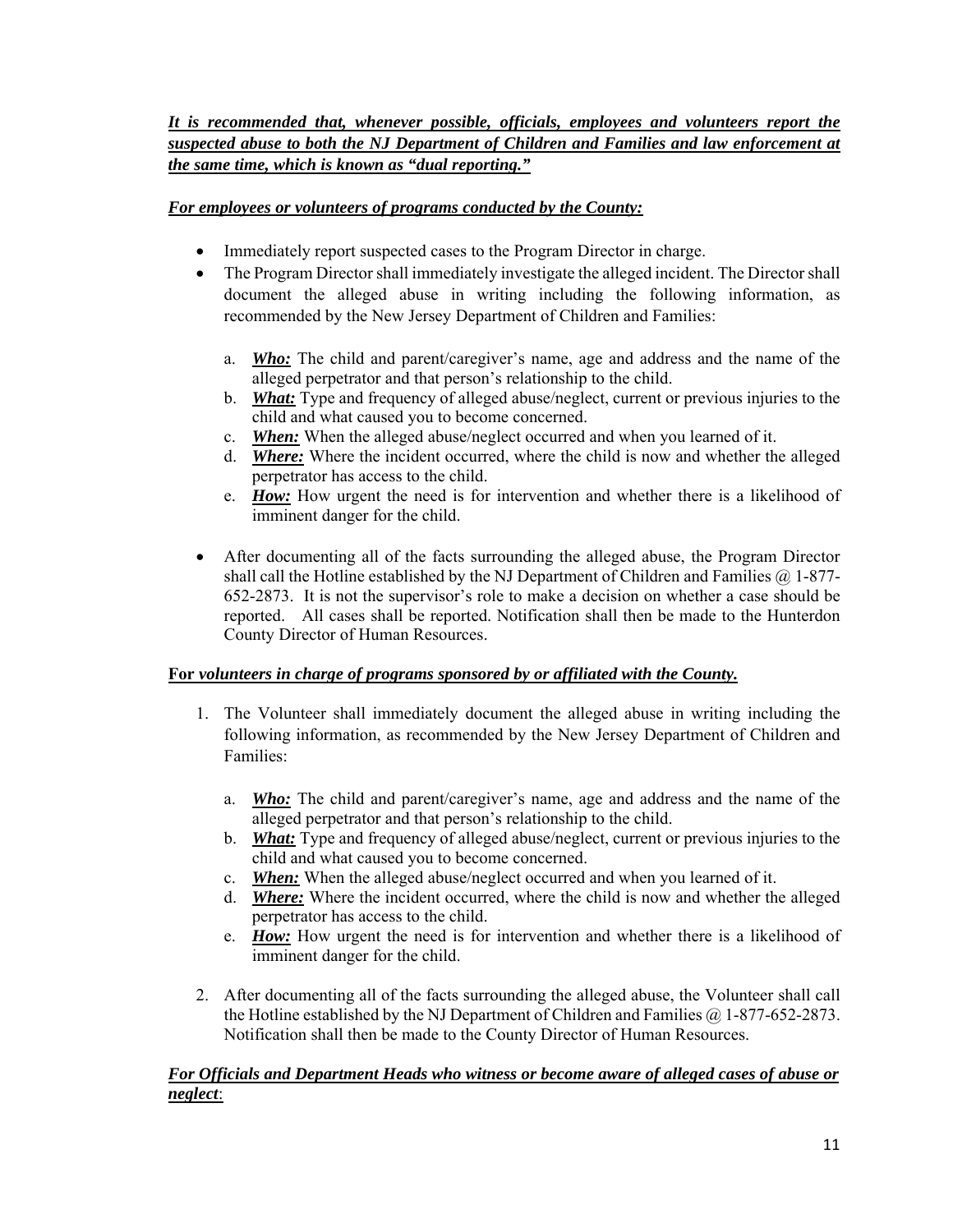***It is recommended that, whenever possible, officials, employees and volunteers report the suspected abuse to both the NJ Department of Children and Families and law enforcement at the same time, which is known as "dual reporting."***

***For employees or volunteers of programs conducted by the County:***

- Immediately report suspected cases to the Program Director in charge.
- The Program Director shall immediately investigate the alleged incident. The Director shall document the alleged abuse in writing including the following information, as recommended by the New Jersey Department of Children and Families:

  a. ***Who:*** The child and parent/caregiver's name, age and address and the name of the alleged perpetrator and that person's relationship to the child.
  b. ***What:*** Type and frequency of alleged abuse/neglect, current or previous injuries to the child and what caused you to become concerned.
  c. ***When:*** When the alleged abuse/neglect occurred and when you learned of it.
  d. ***Where:*** Where the incident occurred, where the child is now and whether the alleged perpetrator has access to the child.
  e. ***How:*** How urgent the need is for intervention and whether there is a likelihood of imminent danger for the child.

- After documenting all of the facts surrounding the alleged abuse, the Program Director shall call the Hotline established by the NJ Department of Children and Families @ 1-877-652-2873. It is not the supervisor's role to make a decision on whether a case should be reported. All cases shall be reported. Notification shall then be made to the Hunterdon County Director of Human Resources.

**For *volunteers in charge of programs sponsored by or affiliated with the County.***

1. The Volunteer shall immediately document the alleged abuse in writing including the following information, as recommended by the New Jersey Department of Children and Families:

   a. ***Who:*** The child and parent/caregiver's name, age and address and the name of the alleged perpetrator and that person's relationship to the child.
   b. ***What:*** Type and frequency of alleged abuse/neglect, current or previous injuries to the child and what caused you to become concerned.
   c. ***When:*** When the alleged abuse/neglect occurred and when you learned of it.
   d. ***Where:*** Where the incident occurred, where the child is now and whether the alleged perpetrator has access to the child.
   e. ***How:*** How urgent the need is for intervention and whether there is a likelihood of imminent danger for the child.

2. After documenting all of the facts surrounding the alleged abuse, the Volunteer shall call the Hotline established by the NJ Department of Children and Families @ 1-877-652-2873. Notification shall then be made to the County Director of Human Resources.

***For Officials and Department Heads who witness or become aware of alleged cases of abuse or neglect***: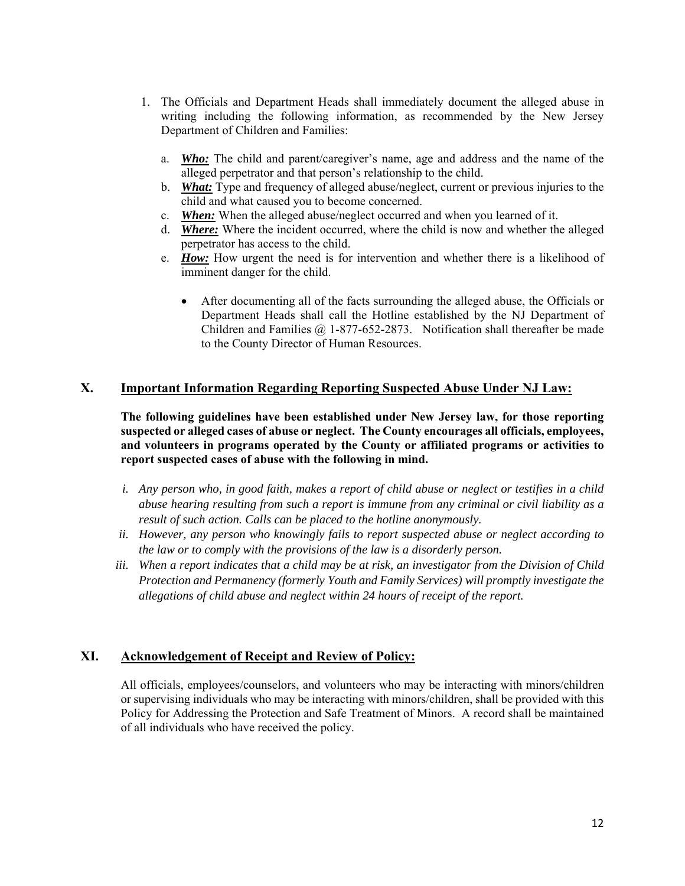1. The Officials and Department Heads shall immediately document the alleged abuse in writing including the following information, as recommended by the New Jersey Department of Children and Families:

   a. ***Who:*** The child and parent/caregiver's name, age and address and the name of the alleged perpetrator and that person's relationship to the child.
   b. ***What:*** Type and frequency of alleged abuse/neglect, current or previous injuries to the child and what caused you to become concerned.
   c. ***When:*** When the alleged abuse/neglect occurred and when you learned of it.
   d. ***Where:*** Where the incident occurred, where the child is now and whether the alleged perpetrator has access to the child.
   e. ***How:*** How urgent the need is for intervention and whether there is a likelihood of imminent danger for the child.

      - After documenting all of the facts surrounding the alleged abuse, the Officials or Department Heads shall call the Hotline established by the NJ Department of Children and Families @ 1-877-652-2873. Notification shall thereafter be made to the County Director of Human Resources.

## X. Important Information Regarding Reporting Suspected Abuse Under NJ Law:

**The following guidelines have been established under New Jersey law, for those reporting suspected or alleged cases of abuse or neglect. The County encourages all officials, employees, and volunteers in programs operated by the County or affiliated programs or activities to report suspected cases of abuse with the following in mind.**

i. *Any person who, in good faith, makes a report of child abuse or neglect or testifies in a child abuse hearing resulting from such a report is immune from any criminal or civil liability as a result of such action. Calls can be placed to the hotline anonymously.*

ii. *However, any person who knowingly fails to report suspected abuse or neglect according to the law or to comply with the provisions of the law is a disorderly person.*

iii. *When a report indicates that a child may be at risk, an investigator from the Division of Child Protection and Permanency (formerly Youth and Family Services) will promptly investigate the allegations of child abuse and neglect within 24 hours of receipt of the report.*

## XI. Acknowledgement of Receipt and Review of Policy:

All officials, employees/counselors, and volunteers who may be interacting with minors/children or supervising individuals who may be interacting with minors/children, shall be provided with this Policy for Addressing the Protection and Safe Treatment of Minors. A record shall be maintained of all individuals who have received the policy.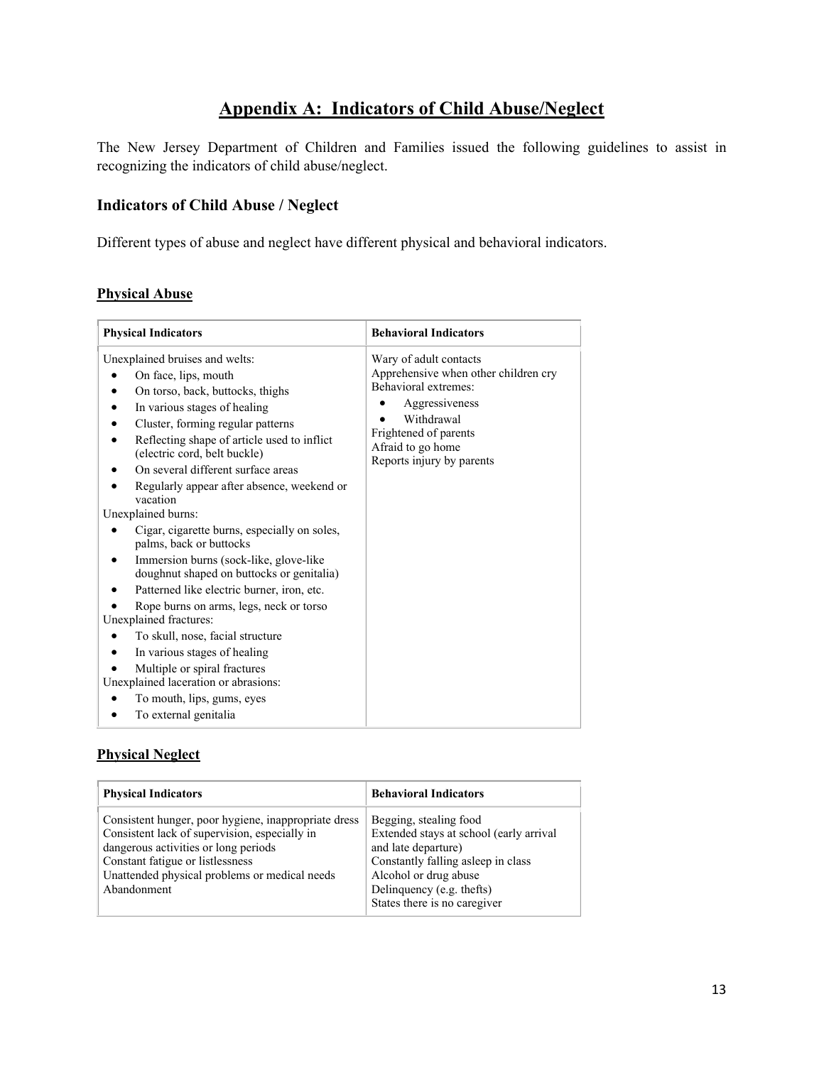# Appendix A: Indicators of Child Abuse/Neglect

The New Jersey Department of Children and Families issued the following guidelines to assist in recognizing the indicators of child abuse/neglect.

### Indicators of Child Abuse / Neglect

Different types of abuse and neglect have different physical and behavioral indicators.

#### Physical Abuse

| Physical Indicators | Behavioral Indicators |
|---|---|
| Unexplained bruises and welts:<br>• On face, lips, mouth<br>• On torso, back, buttocks, thighs<br>• In various stages of healing<br>• Cluster, forming regular patterns<br>• Reflecting shape of article used to inflict (electric cord, belt buckle)<br>• On several different surface areas<br>• Regularly appear after absence, weekend or vacation<br>Unexplained burns:<br>• Cigar, cigarette burns, especially on soles, palms, back or buttocks<br>• Immersion burns (sock-like, glove-like doughnut shaped on buttocks or genitalia)<br>• Patterned like electric burner, iron, etc.<br>• Rope burns on arms, legs, neck or torso<br>Unexplained fractures:<br>• To skull, nose, facial structure<br>• In various stages of healing<br>• Multiple or spiral fractures<br>Unexplained laceration or abrasions:<br>• To mouth, lips, gums, eyes<br>• To external genitalia | Wary of adult contacts<br>Apprehensive when other children cry<br>Behavioral extremes:<br>• Aggressiveness<br>• Withdrawal<br>Frightened of parents<br>Afraid to go home<br>Reports injury by parents |

#### Physical Neglect

| Physical Indicators | Behavioral Indicators |
|---|---|
| Consistent hunger, poor hygiene, inappropriate dress<br>Consistent lack of supervision, especially in dangerous activities or long periods<br>Constant fatigue or listlessness<br>Unattended physical problems or medical needs<br>Abandonment | Begging, stealing food<br>Extended stays at school (early arrival and late departure)<br>Constantly falling asleep in class<br>Alcohol or drug abuse<br>Delinquency (e.g. thefts)<br>States there is no caregiver |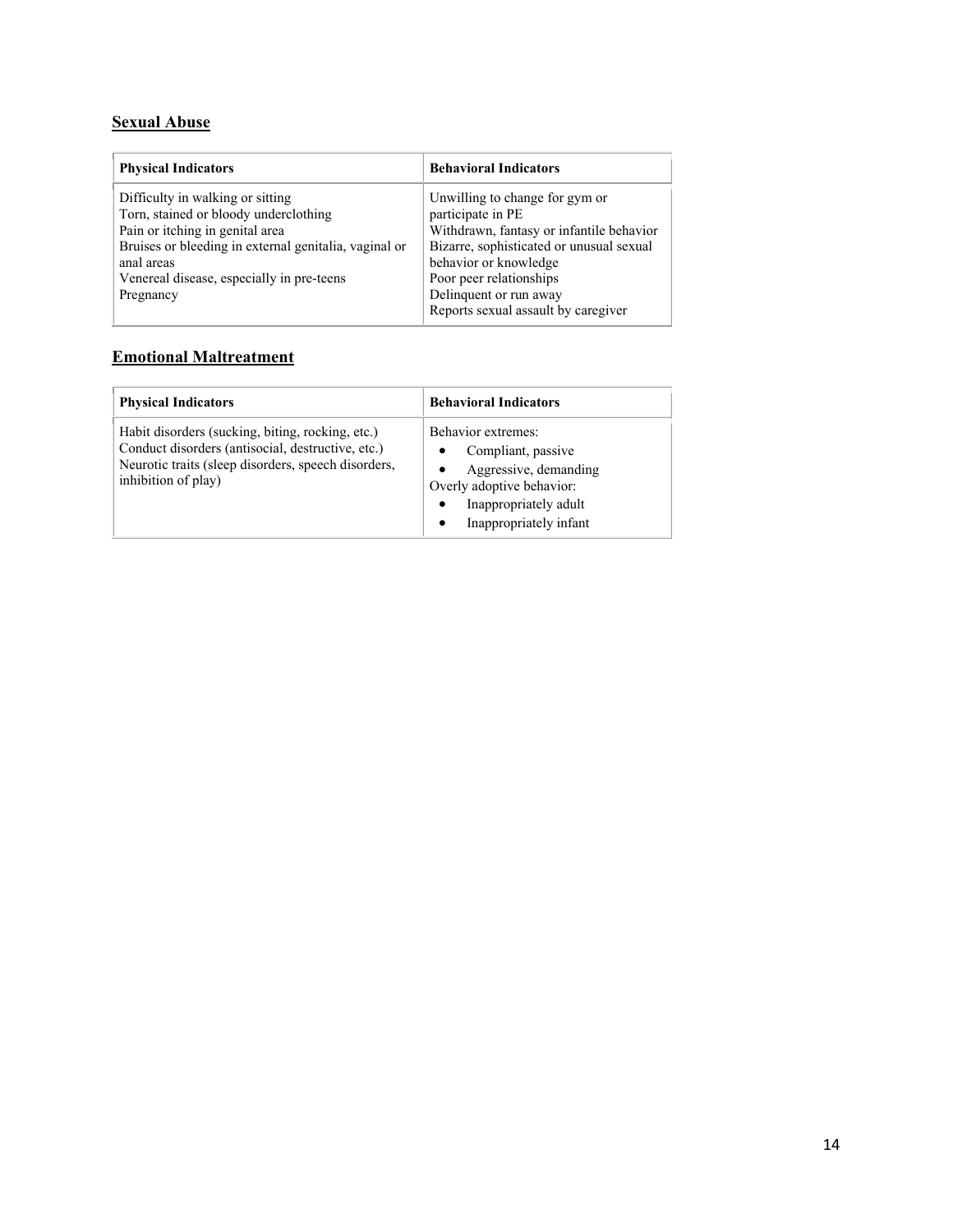## Sexual Abuse

| Physical Indicators | Behavioral Indicators |
| --- | --- |
| Difficulty in walking or sitting<br>Torn, stained or bloody underclothing<br>Pain or itching in genital area<br>Bruises or bleeding in external genitalia, vaginal or anal areas<br>Venereal disease, especially in pre-teens<br>Pregnancy | Unwilling to change for gym or participate in PE<br>Withdrawn, fantasy or infantile behavior<br>Bizarre, sophisticated or unusual sexual behavior or knowledge<br>Poor peer relationships<br>Delinquent or run away<br>Reports sexual assault by caregiver |

## Emotional Maltreatment

| Physical Indicators | Behavioral Indicators |
| --- | --- |
| Habit disorders (sucking, biting, rocking, etc.)<br>Conduct disorders (antisocial, destructive, etc.)<br>Neurotic traits (sleep disorders, speech disorders, inhibition of play) | Behavior extremes:<br>• Compliant, passive<br>• Aggressive, demanding<br>Overly adoptive behavior:<br>• Inappropriately adult<br>• Inappropriately infant |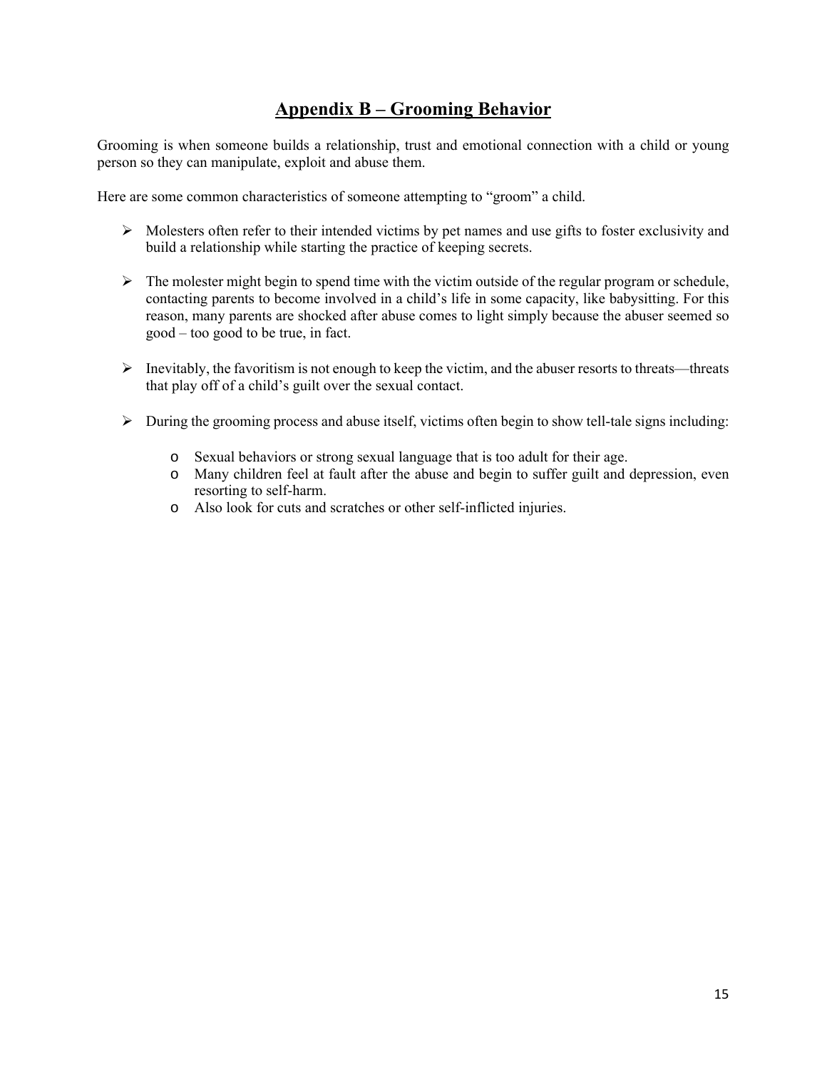## Appendix B – Grooming Behavior

Grooming is when someone builds a relationship, trust and emotional connection with a child or young person so they can manipulate, exploit and abuse them.

Here are some common characteristics of someone attempting to "groom" a child.

- Molesters often refer to their intended victims by pet names and use gifts to foster exclusivity and build a relationship while starting the practice of keeping secrets.
- The molester might begin to spend time with the victim outside of the regular program or schedule, contacting parents to become involved in a child's life in some capacity, like babysitting. For this reason, many parents are shocked after abuse comes to light simply because the abuser seemed so good – too good to be true, in fact.
- Inevitably, the favoritism is not enough to keep the victim, and the abuser resorts to threats—threats that play off of a child's guilt over the sexual contact.
- During the grooming process and abuse itself, victims often begin to show tell-tale signs including:
  - Sexual behaviors or strong sexual language that is too adult for their age.
  - Many children feel at fault after the abuse and begin to suffer guilt and depression, even resorting to self-harm.
  - Also look for cuts and scratches or other self-inflicted injuries.